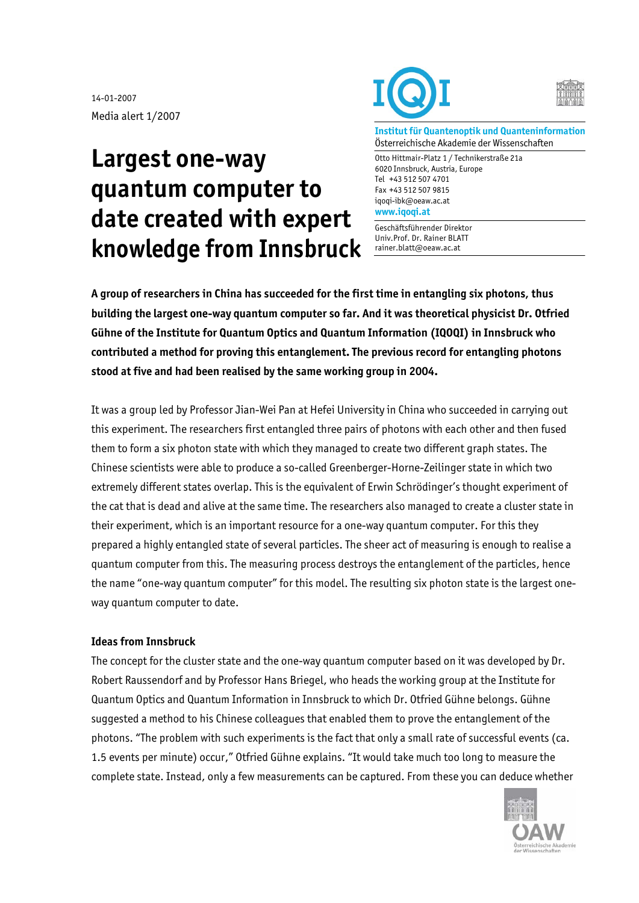14-01-2007

Media alert 1/2007

**Institut für Quantenoptik und Quanteninformation**
Österreichische Akademie der Wissenschaften

Otto Hittmair-Platz 1 / Technikerstraße 21a
6020 Innsbruck, Austria, Europe
Tel +43 512 507 4701
Fax +43 512 507 9815
iqoqi-ibk@oeaw.ac.at
www.iqoqi.at

Geschäftsführender Direktor
Univ.Prof. Dr. Rainer BLATT
rainer.blatt@oeaw.ac.at

# Largest one-way quantum computer to date created with expert knowledge from Innsbruck

**A group of researchers in China has succeeded for the first time in entangling six photons, thus building the largest one-way quantum computer so far. And it was theoretical physicist Dr. Otfried Gühne of the Institute for Quantum Optics and Quantum Information (IQOQI) in Innsbruck who contributed a method for proving this entanglement. The previous record for entangling photons stood at five and had been realised by the same working group in 2004.**

It was a group led by Professor Jian-Wei Pan at Hefei University in China who succeeded in carrying out this experiment. The researchers first entangled three pairs of photons with each other and then fused them to form a six photon state with which they managed to create two different graph states. The Chinese scientists were able to produce a so-called Greenberger-Horne-Zeilinger state in which two extremely different states overlap. This is the equivalent of Erwin Schrödinger's thought experiment of the cat that is dead and alive at the same time. The researchers also managed to create a cluster state in their experiment, which is an important resource for a one-way quantum computer. For this they prepared a highly entangled state of several particles. The sheer act of measuring is enough to realise a quantum computer from this. The measuring process destroys the entanglement of the particles, hence the name "one-way quantum computer" for this model. The resulting six photon state is the largest one-way quantum computer to date.

### Ideas from Innsbruck

The concept for the cluster state and the one-way quantum computer based on it was developed by Dr. Robert Raussendorf and by Professor Hans Briegel, who heads the working group at the Institute for Quantum Optics and Quantum Information in Innsbruck to which Dr. Otfried Gühne belongs. Gühne suggested a method to his Chinese colleagues that enabled them to prove the entanglement of the photons. "The problem with such experiments is the fact that only a small rate of successful events (ca. 1.5 events per minute) occur," Otfried Gühne explains. "It would take much too long to measure the complete state. Instead, only a few measurements can be captured. From these you can deduce whether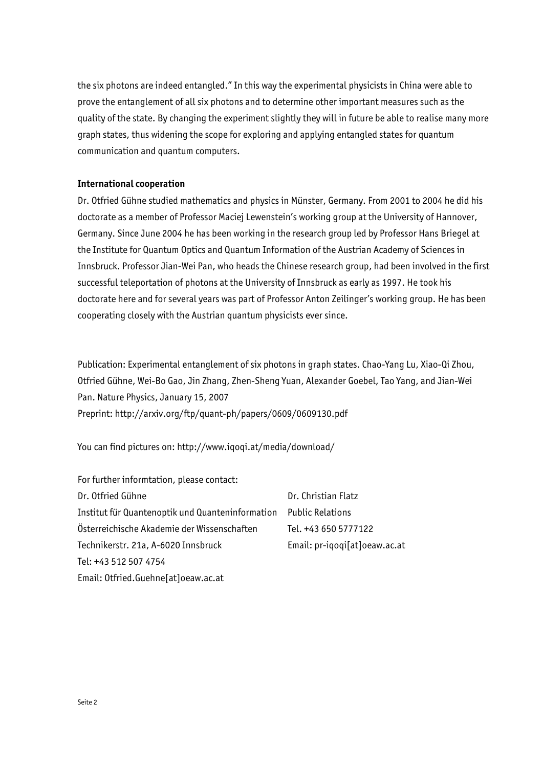the six photons are indeed entangled." In this way the experimental physicists in China were able to prove the entanglement of all six photons and to determine other important measures such as the quality of the state. By changing the experiment slightly they will in future be able to realise many more graph states, thus widening the scope for exploring and applying entangled states for quantum communication and quantum computers.

**International cooperation**

Dr. Otfried Gühne studied mathematics and physics in Münster, Germany. From 2001 to 2004 he did his doctorate as a member of Professor Maciej Lewenstein's working group at the University of Hannover, Germany. Since June 2004 he has been working in the research group led by Professor Hans Briegel at the Institute for Quantum Optics and Quantum Information of the Austrian Academy of Sciences in Innsbruck. Professor Jian-Wei Pan, who heads the Chinese research group, had been involved in the first successful teleportation of photons at the University of Innsbruck as early as 1997. He took his doctorate here and for several years was part of Professor Anton Zeilinger's working group. He has been cooperating closely with the Austrian quantum physicists ever since.

Publication: Experimental entanglement of six photons in graph states. Chao-Yang Lu, Xiao-Qi Zhou, Otfried Gühne, Wei-Bo Gao, Jin Zhang, Zhen-Sheng Yuan, Alexander Goebel, Tao Yang, and Jian-Wei Pan. Nature Physics, January 15, 2007
Preprint: http://arxiv.org/ftp/quant-ph/papers/0609/0609130.pdf

You can find pictures on: http://www.iqoqi.at/media/download/

For further informtation, please contact:

Dr. Otfried Gühne
Institut für Quantenoptik und Quanteninformation
Österreichische Akademie der Wissenschaften
Technikerstr. 21a, A-6020 Innsbruck
Tel: +43 512 507 4754
Email: Otfried.Guehne[at]oeaw.ac.at

Dr. Christian Flatz
Public Relations
Tel. +43 650 5777122
Email: pr-iqoqi[at]oeaw.ac.at